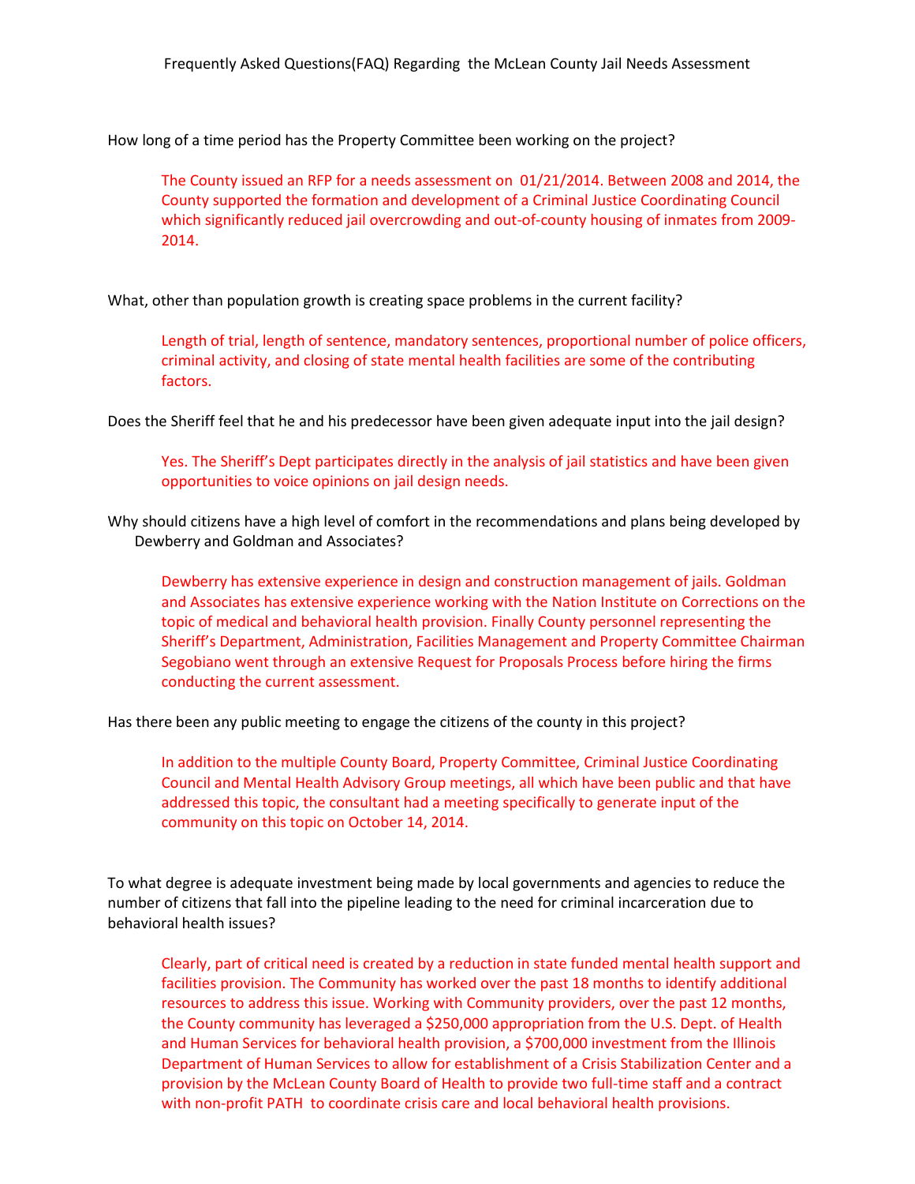# Frequently Asked Questions(FAQ) Regarding the McLean County Jail Needs Assessment

How long of a time period has the Property Committee been working on the project?

> The County issued an RFP for a needs assessment on 01/21/2014. Between 2008 and 2014, the County supported the formation and development of a Criminal Justice Coordinating Council which significantly reduced jail overcrowding and out-of-county housing of inmates from 2009-2014.

What, other than population growth is creating space problems in the current facility?

> Length of trial, length of sentence, mandatory sentences, proportional number of police officers, criminal activity, and closing of state mental health facilities are some of the contributing factors.

Does the Sheriff feel that he and his predecessor have been given adequate input into the jail design?

> Yes. The Sheriff's Dept participates directly in the analysis of jail statistics and have been given opportunities to voice opinions on jail design needs.

Why should citizens have a high level of comfort in the recommendations and plans being developed by Dewberry and Goldman and Associates?

> Dewberry has extensive experience in design and construction management of jails. Goldman and Associates has extensive experience working with the Nation Institute on Corrections on the topic of medical and behavioral health provision. Finally County personnel representing the Sheriff's Department, Administration, Facilities Management and Property Committee Chairman Segobiano went through an extensive Request for Proposals Process before hiring the firms conducting the current assessment.

Has there been any public meeting to engage the citizens of the county in this project?

> In addition to the multiple County Board, Property Committee, Criminal Justice Coordinating Council and Mental Health Advisory Group meetings, all which have been public and that have addressed this topic, the consultant had a meeting specifically to generate input of the community on this topic on October 14, 2014.

To what degree is adequate investment being made by local governments and agencies to reduce the number of citizens that fall into the pipeline leading to the need for criminal incarceration due to behavioral health issues?

> Clearly, part of critical need is created by a reduction in state funded mental health support and facilities provision. The Community has worked over the past 18 months to identify additional resources to address this issue. Working with Community providers, over the past 12 months, the County community has leveraged a $250,000 appropriation from the U.S. Dept. of Health and Human Services for behavioral health provision, a $700,000 investment from the Illinois Department of Human Services to allow for establishment of a Crisis Stabilization Center and a provision by the McLean County Board of Health to provide two full-time staff and a contract with non-profit PATH to coordinate crisis care and local behavioral health provisions.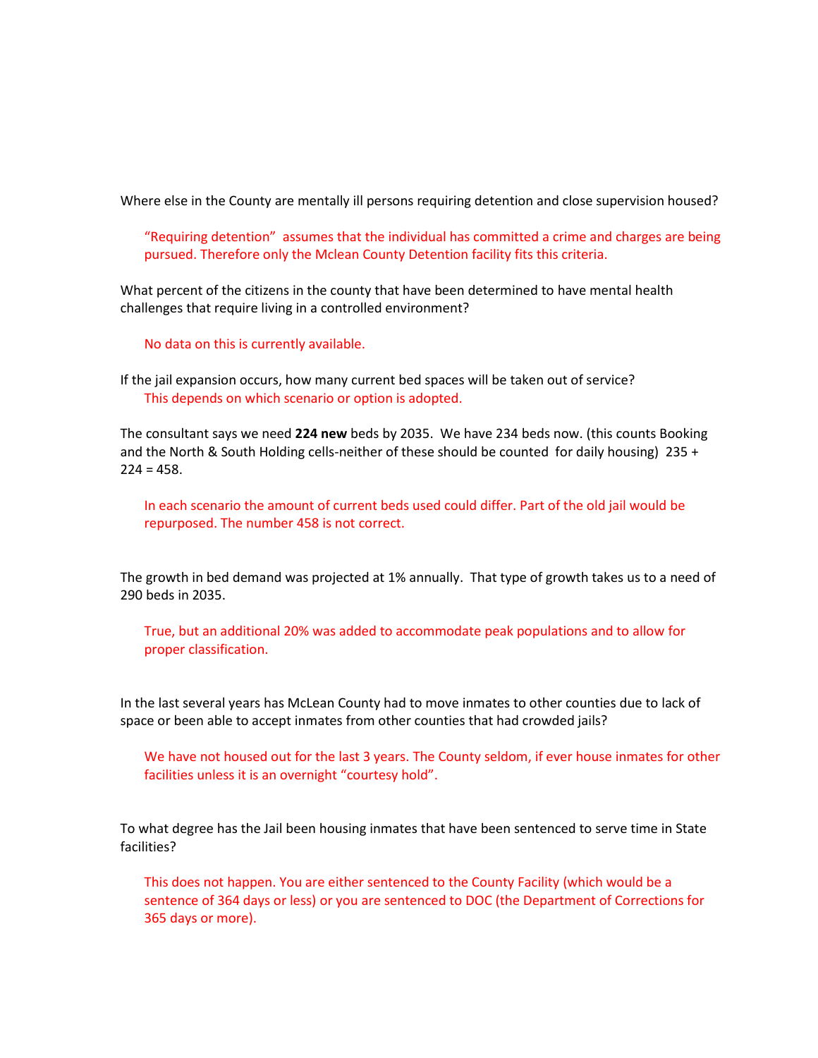Where else in the County are mentally ill persons requiring detention and close supervision housed?

> "Requiring detention" assumes that the individual has committed a crime and charges are being pursued. Therefore only the Mclean County Detention facility fits this criteria.

What percent of the citizens in the county that have been determined to have mental health challenges that require living in a controlled environment?

> No data on this is currently available.

If the jail expansion occurs, how many current bed spaces will be taken out of service?

> This depends on which scenario or option is adopted.

The consultant says we need **224 new** beds by 2035. We have 234 beds now. (this counts Booking and the North & South Holding cells-neither of these should be counted for daily housing) 235 + 224 = 458.

> In each scenario the amount of current beds used could differ. Part of the old jail would be repurposed. The number 458 is not correct.

The growth in bed demand was projected at 1% annually. That type of growth takes us to a need of 290 beds in 2035.

> True, but an additional 20% was added to accommodate peak populations and to allow for proper classification.

In the last several years has McLean County had to move inmates to other counties due to lack of space or been able to accept inmates from other counties that had crowded jails?

> We have not housed out for the last 3 years. The County seldom, if ever house inmates for other facilities unless it is an overnight "courtesy hold".

To what degree has the Jail been housing inmates that have been sentenced to serve time in State facilities?

> This does not happen. You are either sentenced to the County Facility (which would be a sentence of 364 days or less) or you are sentenced to DOC (the Department of Corrections for 365 days or more).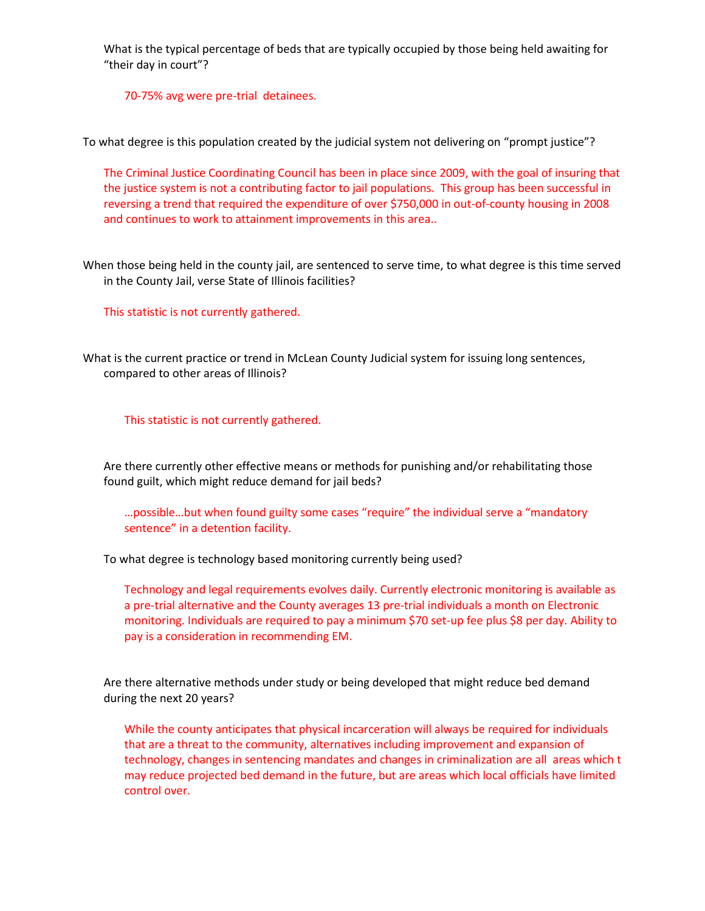What is the typical percentage of beds that are typically occupied by those being held awaiting for "their day in court"?

70-75% avg were pre-trial  detainees.

To what degree is this population created by the judicial system not delivering on "prompt justice"?

The Criminal Justice Coordinating Council has been in place since 2009, with the goal of insuring that the justice system is not a contributing factor to jail populations.  This group has been successful in reversing a trend that required the expenditure of over $750,000 in out-of-county housing in 2008 and continues to work to attainment improvements in this area..

When those being held in the county jail, are sentenced to serve time, to what degree is this time served in the County Jail, verse State of Illinois facilities?

This statistic is not currently gathered.

What is the current practice or trend in McLean County Judicial system for issuing long sentences, compared to other areas of Illinois?

This statistic is not currently gathered.

Are there currently other effective means or methods for punishing and/or rehabilitating those found guilt, which might reduce demand for jail beds?

…possible…but when found guilty some cases "require" the individual serve a "mandatory sentence" in a detention facility.

To what degree is technology based monitoring currently being used?

Technology and legal requirements evolves daily. Currently electronic monitoring is available as a pre-trial alternative and the County averages 13 pre-trial individuals a month on Electronic monitoring. Individuals are required to pay a minimum $70 set-up fee plus $8 per day. Ability to pay is a consideration in recommending EM.

Are there alternative methods under study or being developed that might reduce bed demand during the next 20 years?

While the county anticipates that physical incarceration will always be required for individuals that are a threat to the community, alternatives including improvement and expansion of technology, changes in sentencing mandates and changes in criminalization are all  areas which t may reduce projected bed demand in the future, but are areas which local officials have limited control over.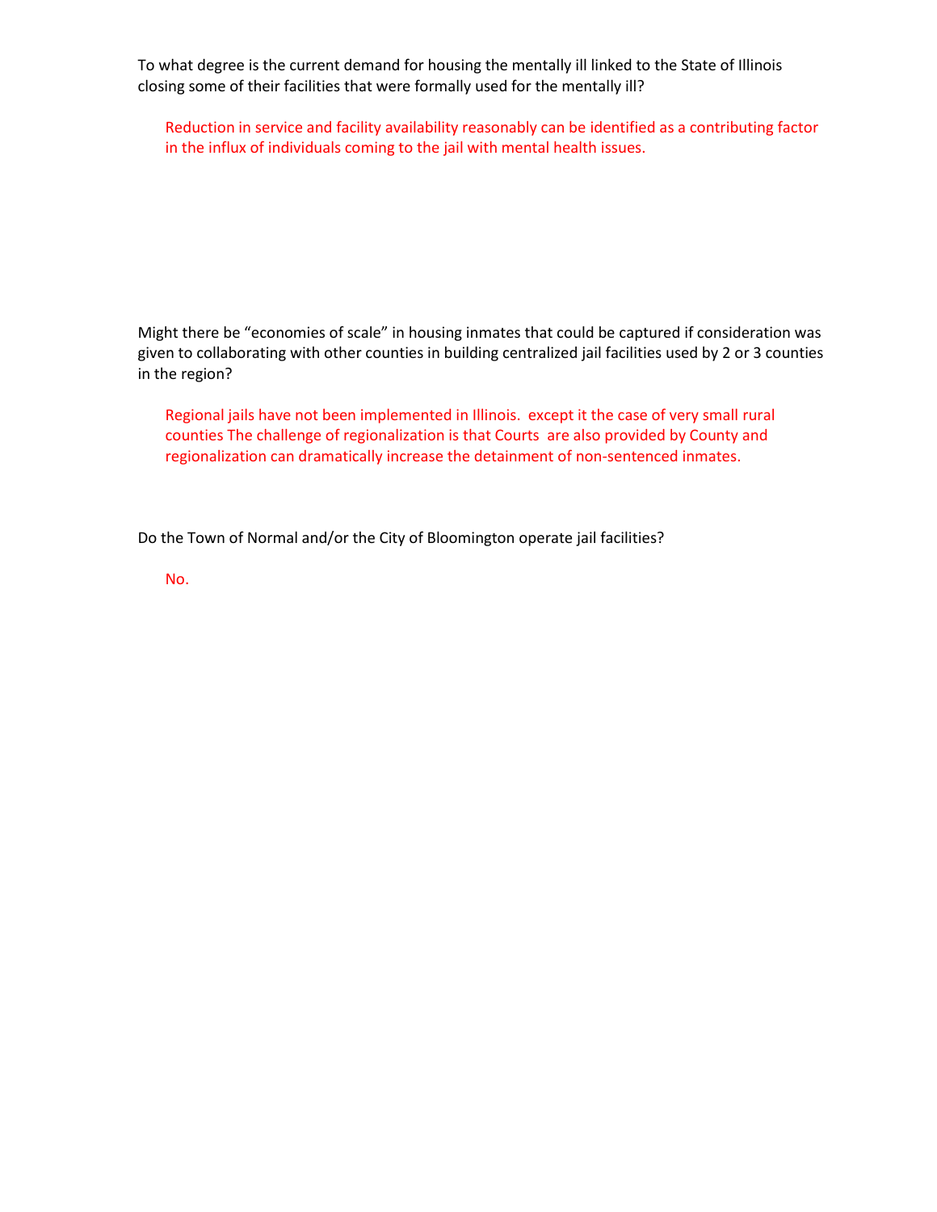To what degree is the current demand for housing the mentally ill linked to the State of Illinois closing some of their facilities that were formally used for the mentally ill?

Reduction in service and facility availability reasonably can be identified as a contributing factor in the influx of individuals coming to the jail with mental health issues.

Might there be "economies of scale" in housing inmates that could be captured if consideration was given to collaborating with other counties in building centralized jail facilities used by 2 or 3 counties in the region?

Regional jails have not been implemented in Illinois. except it the case of very small rural counties The challenge of regionalization is that Courts are also provided by County and regionalization can dramatically increase the detainment of non-sentenced inmates.

Do the Town of Normal and/or the City of Bloomington operate jail facilities?

No.